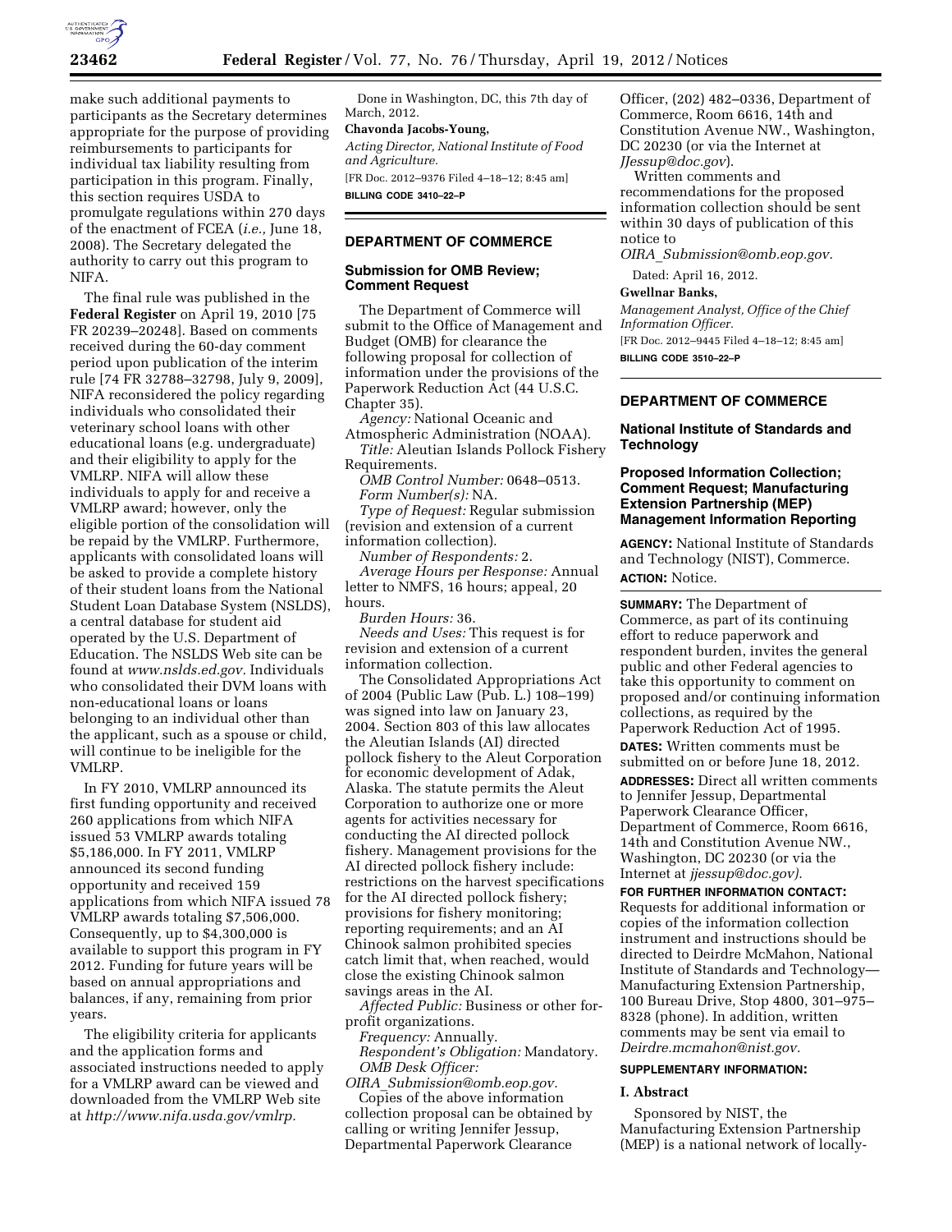make such additional payments to participants as the Secretary determines appropriate for the purpose of providing reimbursements to participants for individual tax liability resulting from participation in this program. Finally, this section requires USDA to promulgate regulations within 270 days of the enactment of FCEA (*i.e.,* June 18, 2008). The Secretary delegated the authority to carry out this program to NIFA.

The final rule was published in the **Federal Register** on April 19, 2010 [75 FR 20239–20248]. Based on comments received during the 60-day comment period upon publication of the interim rule [74 FR 32788–32798, July 9, 2009], NIFA reconsidered the policy regarding individuals who consolidated their veterinary school loans with other educational loans (e.g. undergraduate) and their eligibility to apply for the VMLRP. NIFA will allow these individuals to apply for and receive a VMLRP award; however, only the eligible portion of the consolidation will be repaid by the VMLRP. Furthermore, applicants with consolidated loans will be asked to provide a complete history of their student loans from the National Student Loan Database System (NSLDS), a central database for student aid operated by the U.S. Department of Education. The NSLDS Web site can be found at *www.nslds.ed.gov.* Individuals who consolidated their DVM loans with non-educational loans or loans belonging to an individual other than the applicant, such as a spouse or child, will continue to be ineligible for the VMLRP.

In FY 2010, VMLRP announced its first funding opportunity and received 260 applications from which NIFA issued 53 VMLRP awards totaling $5,186,000. In FY 2011, VMLRP announced its second funding opportunity and received 159 applications from which NIFA issued 78 VMLRP awards totaling $7,506,000. Consequently, up to $4,300,000 is available to support this program in FY 2012. Funding for future years will be based on annual appropriations and balances, if any, remaining from prior years.

The eligibility criteria for applicants and the application forms and associated instructions needed to apply for a VMLRP award can be viewed and downloaded from the VMLRP Web site at *http://www.nifa.usda.gov/vmlrp.*

Done in Washington, DC, this 7th day of March, 2012.

**Chavonda Jacobs-Young,**

*Acting Director, National Institute of Food and Agriculture.*

[FR Doc. 2012–9376 Filed 4–18–12; 8:45 am]

**BILLING CODE 3410–22–P**

## DEPARTMENT OF COMMERCE

### Submission for OMB Review; Comment Request

The Department of Commerce will submit to the Office of Management and Budget (OMB) for clearance the following proposal for collection of information under the provisions of the Paperwork Reduction Act (44 U.S.C. Chapter 35).

*Agency:* National Oceanic and Atmospheric Administration (NOAA).

*Title:* Aleutian Islands Pollock Fishery Requirements.

*OMB Control Number:* 0648–0513.

*Form Number(s):* NA.

*Type of Request:* Regular submission (revision and extension of a current information collection).

*Number of Respondents:* 2.

*Average Hours per Response:* Annual letter to NMFS, 16 hours; appeal, 20 hours.

*Burden Hours:* 36.

*Needs and Uses:* This request is for revision and extension of a current information collection.

The Consolidated Appropriations Act of 2004 (Public Law (Pub. L.) 108–199) was signed into law on January 23, 2004. Section 803 of this law allocates the Aleutian Islands (AI) directed pollock fishery to the Aleut Corporation for economic development of Adak, Alaska. The statute permits the Aleut Corporation to authorize one or more agents for activities necessary for conducting the AI directed pollock fishery. Management provisions for the AI directed pollock fishery include: restrictions on the harvest specifications for the AI directed pollock fishery; provisions for fishery monitoring; reporting requirements; and an AI Chinook salmon prohibited species catch limit that, when reached, would close the existing Chinook salmon savings areas in the AI.

*Affected Public:* Business or other for-profit organizations.

*Frequency:* Annually.

*Respondent's Obligation:* Mandatory.

*OMB Desk Officer:* *OIRA_Submission@omb.eop.gov.*

Copies of the above information collection proposal can be obtained by calling or writing Jennifer Jessup, Departmental Paperwork Clearance Officer, (202) 482–0336, Department of Commerce, Room 6616, 14th and Constitution Avenue NW., Washington, DC 20230 (or via the Internet at *JJessup@doc.gov*).

Written comments and recommendations for the proposed information collection should be sent within 30 days of publication of this notice to *OIRA_Submission@omb.eop.gov.*

Dated: April 16, 2012.

**Gwellnar Banks,**

*Management Analyst, Office of the Chief Information Officer.*

[FR Doc. 2012–9445 Filed 4–18–12; 8:45 am]

**BILLING CODE 3510–22–P**

## DEPARTMENT OF COMMERCE

### National Institute of Standards and Technology

### Proposed Information Collection; Comment Request; Manufacturing Extension Partnership (MEP) Management Information Reporting

**AGENCY:** National Institute of Standards and Technology (NIST), Commerce.

**ACTION:** Notice.

**SUMMARY:** The Department of Commerce, as part of its continuing effort to reduce paperwork and respondent burden, invites the general public and other Federal agencies to take this opportunity to comment on proposed and/or continuing information collections, as required by the Paperwork Reduction Act of 1995.

**DATES:** Written comments must be submitted on or before June 18, 2012.

**ADDRESSES:** Direct all written comments to Jennifer Jessup, Departmental Paperwork Clearance Officer, Department of Commerce, Room 6616, 14th and Constitution Avenue NW., Washington, DC 20230 (or via the Internet at *jjessup@doc.gov).*

**FOR FURTHER INFORMATION CONTACT:** Requests for additional information or copies of the information collection instrument and instructions should be directed to Deirdre McMahon, National Institute of Standards and Technology—Manufacturing Extension Partnership, 100 Bureau Drive, Stop 4800, 301–975–8328 (phone). In addition, written comments may be sent via email to *Deirdre.mcmahon@nist.gov.*

**SUPPLEMENTARY INFORMATION:**

**I. Abstract**

Sponsored by NIST, the Manufacturing Extension Partnership (MEP) is a national network of locally-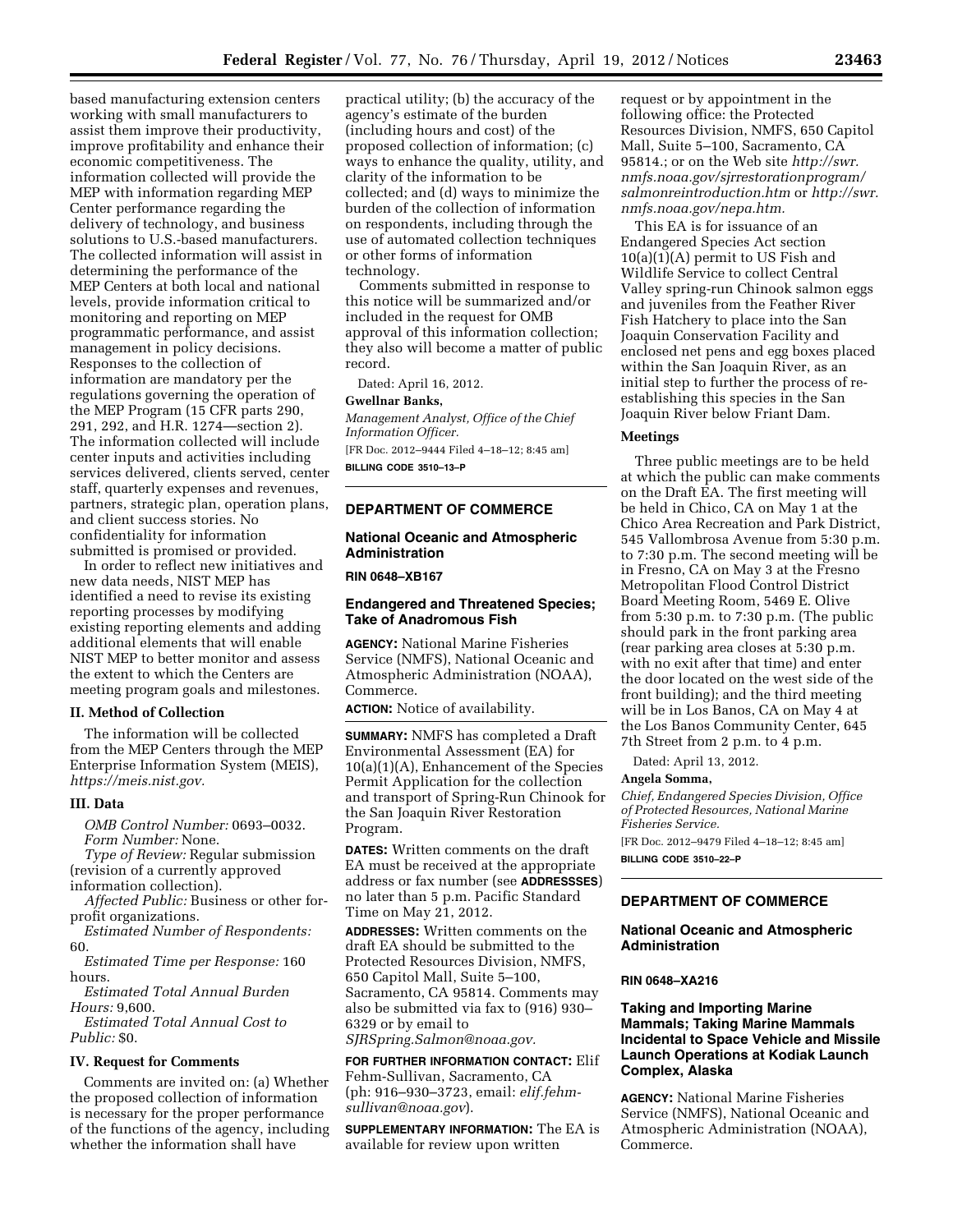based manufacturing extension centers working with small manufacturers to assist them improve their productivity, improve profitability and enhance their economic competitiveness. The information collected will provide the MEP with information regarding MEP Center performance regarding the delivery of technology, and business solutions to U.S.-based manufacturers. The collected information will assist in determining the performance of the MEP Centers at both local and national levels, provide information critical to monitoring and reporting on MEP programmatic performance, and assist management in policy decisions. Responses to the collection of information are mandatory per the regulations governing the operation of the MEP Program (15 CFR parts 290, 291, 292, and H.R. 1274—section 2). The information collected will include center inputs and activities including services delivered, clients served, center staff, quarterly expenses and revenues, partners, strategic plan, operation plans, and client success stories. No confidentiality for information submitted is promised or provided.

In order to reflect new initiatives and new data needs, NIST MEP has identified a need to revise its existing reporting processes by modifying existing reporting elements and adding additional elements that will enable NIST MEP to better monitor and assess the extent to which the Centers are meeting program goals and milestones.

## II. Method of Collection

The information will be collected from the MEP Centers through the MEP Enterprise Information System (MEIS), *https://meis.nist.gov.*

## III. Data

*OMB Control Number:* 0693–0032.

*Form Number:* None.

*Type of Review:* Regular submission (revision of a currently approved information collection).

*Affected Public:* Business or other for-profit organizations.

*Estimated Number of Respondents:* 60.

*Estimated Time per Response:* 160 hours.

*Estimated Total Annual Burden Hours:* 9,600.

*Estimated Total Annual Cost to Public:* $0.

## IV. Request for Comments

Comments are invited on: (a) Whether the proposed collection of information is necessary for the proper performance of the functions of the agency, including whether the information shall have practical utility; (b) the accuracy of the agency's estimate of the burden (including hours and cost) of the proposed collection of information; (c) ways to enhance the quality, utility, and clarity of the information to be collected; and (d) ways to minimize the burden of the collection of information on respondents, including through the use of automated collection techniques or other forms of information technology.

Comments submitted in response to this notice will be summarized and/or included in the request for OMB approval of this information collection; they also will become a matter of public record.

Dated: April 16, 2012.

**Gwellnar Banks,**

*Management Analyst, Office of the Chief Information Officer.*

[FR Doc. 2012–9444 Filed 4–18–12; 8:45 am]

**BILLING CODE 3510–13–P**

---

# DEPARTMENT OF COMMERCE

## National Oceanic and Atmospheric Administration

**RIN 0648–XB167**

## Endangered and Threatened Species; Take of Anadromous Fish

**AGENCY:** National Marine Fisheries Service (NMFS), National Oceanic and Atmospheric Administration (NOAA), Commerce.

**ACTION:** Notice of availability.

**SUMMARY:** NMFS has completed a Draft Environmental Assessment (EA) for 10(a)(1)(A), Enhancement of the Species Permit Application for the collection and transport of Spring-Run Chinook for the San Joaquin River Restoration Program.

**DATES:** Written comments on the draft EA must be received at the appropriate address or fax number (see **ADDRESSSES**) no later than 5 p.m. Pacific Standard Time on May 21, 2012.

**ADDRESSES:** Written comments on the draft EA should be submitted to the Protected Resources Division, NMFS, 650 Capitol Mall, Suite 5–100, Sacramento, CA 95814. Comments may also be submitted via fax to (916) 930–6329 or by email to *SJRSpring.Salmon@noaa.gov.*

**FOR FURTHER INFORMATION CONTACT:** Elif Fehm-Sullivan, Sacramento, CA (ph: 916–930–3723, email: *elif.fehm-sullivan@noaa.gov*).

**SUPPLEMENTARY INFORMATION:** The EA is available for review upon written request or by appointment in the following office: the Protected Resources Division, NMFS, 650 Capitol Mall, Suite 5–100, Sacramento, CA 95814.; or on the Web site *http://swr.nmfs.noaa.gov/sjrrestorationprogram/salmonreintroduction.htm* or *http://swr.nmfs.noaa.gov/nepa.htm.*

This EA is for issuance of an Endangered Species Act section 10(a)(1)(A) permit to US Fish and Wildlife Service to collect Central Valley spring-run Chinook salmon eggs and juveniles from the Feather River Fish Hatchery to place into the San Joaquin Conservation Facility and enclosed net pens and egg boxes placed within the San Joaquin River, as an initial step to further the process of re-establishing this species in the San Joaquin River below Friant Dam.

### Meetings

Three public meetings are to be held at which the public can make comments on the Draft EA. The first meeting will be held in Chico, CA on May 1 at the Chico Area Recreation and Park District, 545 Vallombrosa Avenue from 5:30 p.m. to 7:30 p.m. The second meeting will be in Fresno, CA on May 3 at the Fresno Metropolitan Flood Control District Board Meeting Room, 5469 E. Olive from 5:30 p.m. to 7:30 p.m. (The public should park in the front parking area (rear parking area closes at 5:30 p.m. with no exit after that time) and enter the door located on the west side of the front building); and the third meeting will be in Los Banos, CA on May 4 at the Los Banos Community Center, 645 7th Street from 2 p.m. to 4 p.m.

Dated: April 13, 2012.

**Angela Somma,**

*Chief, Endangered Species Division, Office of Protected Resources, National Marine Fisheries Service.*

[FR Doc. 2012–9479 Filed 4–18–12; 8:45 am]

**BILLING CODE 3510–22–P**

---

# DEPARTMENT OF COMMERCE

## National Oceanic and Atmospheric Administration

**RIN 0648–XA216**

## Taking and Importing Marine Mammals; Taking Marine Mammals Incidental to Space Vehicle and Missile Launch Operations at Kodiak Launch Complex, Alaska

**AGENCY:** National Marine Fisheries Service (NMFS), National Oceanic and Atmospheric Administration (NOAA), Commerce.